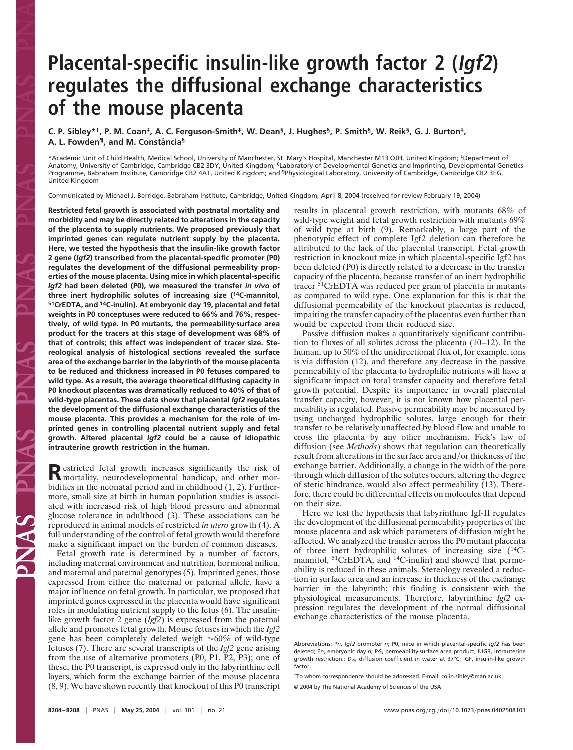# Placental-specific insulin-like growth factor 2 (*Igf2*) regulates the diffusional exchange characteristics of the mouse placenta

C. P. Sibley*[†], P. M. Coan[‡], A. C. Ferguson-Smith[‡], W. Dean[§], J. Hughes[§], P. Smith[§], W. Reik[§], G. J. Burton[‡], A. L. Fowden[¶], and M. Constância[§]

*Academic Unit of Child Health, Medical School, University of Manchester, St. Mary's Hospital, Manchester M13 OJH, United Kingdom; [‡]Department of Anatomy, University of Cambridge, Cambridge CB2 3DY, United Kingdom; [§]Laboratory of Developmental Genetics and Imprinting, Developmental Genetics Programme, Babraham Institute, Cambridge CB2 4AT, United Kingdom; and [¶]Physiological Laboratory, University of Cambridge, Cambridge CB2 3EG, United Kingdom

Communicated by Michael J. Berridge, Babraham Institute, Cambridge, United Kingdom, April 8, 2004 (received for review February 19, 2004)

**Restricted fetal growth is associated with postnatal mortality and morbidity and may be directly related to alterations in the capacity of the placenta to supply nutrients. We proposed previously that imprinted genes can regulate nutrient supply by the placenta. Here, we tested the hypothesis that the insulin-like growth factor 2 gene (*Igf2*) transcribed from the placental-specific promoter (P0) regulates the development of the diffusional permeability properties of the mouse placenta. Using mice in which placental-specific *Igf2* had been deleted (P0), we measured the transfer *in vivo* of three inert hydrophilic solutes of increasing size ($^{14}$C-mannitol, $^{51}$CrEDTA, and $^{14}$C-inulin). At embryonic day 19, placental and fetal weights in P0 conceptuses were reduced to 66% and 76%, respectively, of wild type. In P0 mutants, the permeability·surface area product for the tracers at this stage of development was 68% of that of controls; this effect was independent of tracer size. Stereological analysis of histological sections revealed the surface area of the exchange barrier in the labyrinth of the mouse placenta to be reduced and thickness increased in P0 fetuses compared to wild type. As a result, the average theoretical diffusing capacity in P0 knockout placentas was dramatically reduced to 40% of that of wild-type placentas. These data show that placental *Igf2* regulates the development of the diffusional exchange characteristics of the mouse placenta. This provides a mechanism for the role of imprinted genes in controlling placental nutrient supply and fetal growth. Altered placental *Igf2* could be a cause of idiopathic intrauterine growth restriction in the human.**

Restricted fetal growth increases significantly the risk of mortality, neurodevelopmental handicap, and other morbidities in the neonatal period and in childhood (1, 2). Furthermore, small size at birth in human population studies is associated with increased risk of high blood pressure and abnormal glucose tolerance in adulthood (3). These associations can be reproduced in animal models of restricted *in utero* growth (4). A full understanding of the control of fetal growth would therefore make a significant impact on the burden of common diseases.

Fetal growth rate is determined by a number of factors, including maternal environment and nutrition, hormonal milieu, and maternal and paternal genotypes (5). Imprinted genes, those expressed from either the maternal or paternal allele, have a major influence on fetal growth. In particular, we proposed that imprinted genes expressed in the placenta would have significant roles in modulating nutrient supply to the fetus (6). The insulin-like growth factor 2 gene (*Igf2*) is expressed from the paternal allele and promotes fetal growth. Mouse fetuses in which the *Igf2* gene has been completely deleted weigh ≈60% of wild-type fetuses (7). There are several transcripts of the *Igf2* gene arising from the use of alternative promoters (P0, P1, P2, P3); one of these, the P0 transcript, is expressed only in the labyrinthine cell layers, which form the exchange barrier of the mouse placenta (8, 9). We have shown recently that knockout of this P0 transcript results in placental growth restriction, with mutants 68% of wild-type weight and fetal growth restriction with mutants 69% of wild type at birth (9). Remarkably, a large part of the phenotypic effect of complete Igf2 deletion can therefore be attributed to the lack of the placental transcript. Fetal growth restriction in knockout mice in which placental-specific Igf2 has been deleted (P0) is directly related to a decrease in the transfer capacity of the placenta, because transfer of an inert hydrophilic tracer $^{51}$CrEDTA was reduced per gram of placenta in mutants as compared to wild type. One explanation for this is that the diffusional permeability of the knockout placentas is reduced, impairing the transfer capacity of the placentas even further than would be expected from their reduced size.

Passive diffusion makes a quantitatively significant contribution to fluxes of all solutes across the placenta (10–12). In the human, up to 50% of the unidirectional flux of, for example, ions is via diffusion (12), and therefore any decrease in the passive permeability of the placenta to hydrophilic nutrients will have a significant impact on total transfer capacity and therefore fetal growth potential. Despite its importance in overall placental transfer capacity, however, it is not known how placental permeability is regulated. Passive permeability may be measured by using uncharged hydrophilic solutes, large enough for their transfer to be relatively unaffected by blood flow and unable to cross the placenta by any other mechanism. Fick's law of diffusion (see *Methods*) shows that regulation can theoretically result from alterations in the surface area and/or thickness of the exchange barrier. Additionally, a change in the width of the pore through which diffusion of the solutes occurs, altering the degree of steric hindrance, would also affect permeability (13). Therefore, there could be differential effects on molecules that depend on their size.

Here we test the hypothesis that labyrinthine Igf-II regulates the development of the diffusional permeability properties of the mouse placenta and ask which parameters of diffusion might be affected. We analyzed the transfer across the P0 mutant placenta of three inert hydrophilic solutes of increasing size ($^{14}$C-mannitol, $^{51}$CrEDTA, and $^{14}$C-inulin) and showed that permeability is reduced in these animals. Stereology revealed a reduction in surface area and an increase in thickness of the exchange barrier in the labyrinth; this finding is consistent with the physiological measurements. Therefore, labyrinthine *Igf2* expression regulates the development of the normal diffusional exchange characteristics of the mouse placenta.

---

Abbreviations: P*n*, *Igf2* promoter *n*; P0, mice in which placental-specific *Igf2* has been deleted; E*n*, embryonic day *n*; P·S, permeability·surface area product; IUGR, intrauterine growth restriction.; $D_w$, diffusion coefficient in water at 37°C; IGF, insulin-like growth factor.

[†]To whom correspondence should be addressed. E-mail: colin.sibley@man.ac.uk.

© 2004 by The National Academy of Sciences of the USA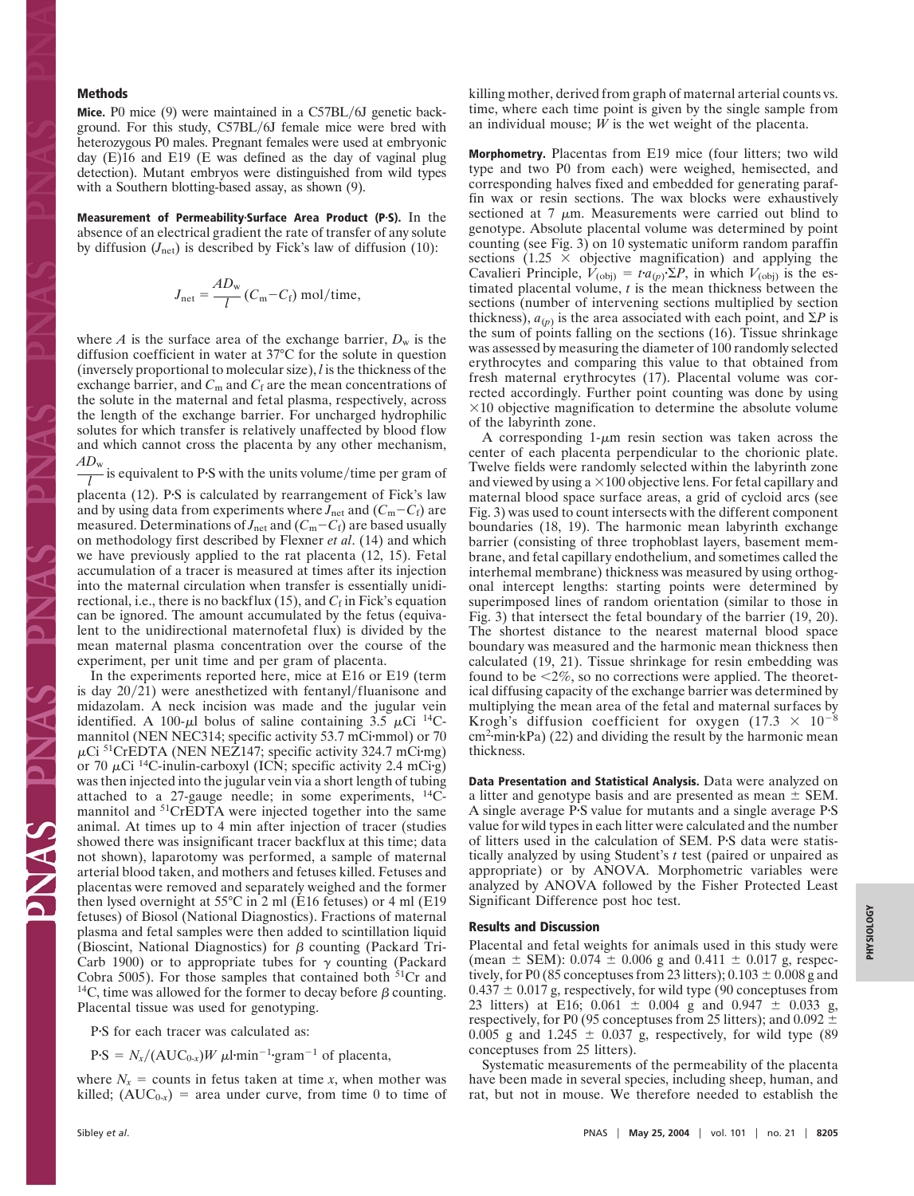## Methods

**Mice.** P0 mice (9) were maintained in a C57BL/6J genetic background. For this study, C57BL/6J female mice were bred with heterozygous P0 males. Pregnant females were used at embryonic day (E)16 and E19 (E was defined as the day of vaginal plug detection). Mutant embryos were distinguished from wild types with a Southern blotting-based assay, as shown (9).

**Measurement of Permeability·Surface Area Product (P·S).** In the absence of an electrical gradient the rate of transfer of any solute by diffusion ($J_{net}$) is described by Fick's law of diffusion (10):

$$J_{net} = \frac{AD_w}{l}(C_m - C_f) \text{ mol/time,}$$

where $A$ is the surface area of the exchange barrier, $D_w$ is the diffusion coefficient in water at 37°C for the solute in question (inversely proportional to molecular size), $l$ is the thickness of the exchange barrier, and $C_m$ and $C_f$ are the mean concentrations of the solute in the maternal and fetal plasma, respectively, across the length of the exchange barrier. For uncharged hydrophilic solutes for which transfer is relatively unaffected by blood flow and which cannot cross the placenta by any other mechanism, $\frac{AD_w}{l}$ is equivalent to P·S with the units volume/time per gram of placenta (12). P·S is calculated by rearrangement of Fick's law and by using data from experiments where $J_{net}$ and $(C_m - C_f)$ are measured. Determinations of $J_{net}$ and $(C_m - C_f)$ are based usually on methodology first described by Flexner *et al*. (14) and which we have previously applied to the rat placenta (12, 15). Fetal accumulation of a tracer is measured at times after its injection into the maternal circulation when transfer is essentially unidirectional, i.e., there is no backflux (15), and $C_f$ in Fick's equation can be ignored. The amount accumulated by the fetus (equivalent to the unidirectional maternofetal flux) is divided by the mean maternal plasma concentration over the course of the experiment, per unit time and per gram of placenta.

In the experiments reported here, mice at E16 or E19 (term is day 20/21) were anesthetized with fentanyl/fluanisone and midazolam. A neck incision was made and the jugular vein identified. A 100-μl bolus of saline containing 3.5 μCi $^{14}$C-mannitol (NEN NEC314; specific activity 53.7 mCi·mmol) or 70 μCi $^{51}$CrEDTA (NEN NEZ147; specific activity 324.7 mCi·mg) or 70 μCi $^{14}$C-inulin-carboxyl (ICN; specific activity 2.4 mCi·g) was then injected into the jugular vein via a short length of tubing attached to a 27-gauge needle; in some experiments, $^{14}$C-mannitol and $^{51}$CrEDTA were injected together into the same animal. At times up to 4 min after injection of tracer (studies showed there was insignificant tracer backflux at this time; data not shown), laparotomy was performed, a sample of maternal arterial blood taken, and mothers and fetuses killed. Fetuses and placentas were removed and separately weighed and the former then lysed overnight at 55°C in 2 ml (E16 fetuses) or 4 ml (E19 fetuses) of Biosol (National Diagnostics). Fractions of maternal plasma and fetal samples were then added to scintillation liquid (Bioscint, National Diagnostics) for β counting (Packard Tri-Carb 1900) or to appropriate tubes for γ counting (Packard Cobra 5005). For those samples that contained both $^{51}$Cr and $^{14}$C, time was allowed for the former to decay before β counting. Placental tissue was used for genotyping.

P·S for each tracer was calculated as:

$$\text{P·S} = N_x/(\text{AUC}_{0\text{-}x})W \ \mu\text{l·min}^{-1}\text{·gram}^{-1} \text{ of placenta,}$$

where $N_x$ = counts in fetus taken at time $x$, when mother was killed; $(\text{AUC}_{0\text{-}x})$ = area under curve, from time 0 to time of killing mother, derived from graph of maternal arterial counts vs. time, where each time point is given by the single sample from an individual mouse; $W$ is the wet weight of the placenta.

**Morphometry.** Placentas from E19 mice (four litters; two wild type and two P0 from each) were weighed, hemisected, and corresponding halves fixed and embedded for generating paraffin wax or resin sections. The wax blocks were exhaustively sectioned at 7 μm. Measurements were carried out blind to genotype. Absolute placental volume was determined by point counting (see Fig. 3) on 10 systematic uniform random paraffin sections (1.25 × objective magnification) and applying the Cavalieri Principle, $V_{(obj)} = t \cdot a_{(p)} \cdot \Sigma P$, in which $V_{(obj)}$ is the estimated placental volume, $t$ is the mean thickness between the sections (number of intervening sections multiplied by section thickness), $a_{(p)}$ is the area associated with each point, and $\Sigma P$ is the sum of points falling on the sections (16). Tissue shrinkage was assessed by measuring the diameter of 100 randomly selected erythrocytes and comparing this value to that obtained from fresh maternal erythrocytes (17). Placental volume was corrected accordingly. Further point counting was done by using ×10 objective magnification to determine the absolute volume of the labyrinth zone.

A corresponding 1-μm resin section was taken across the center of each placenta perpendicular to the chorionic plate. Twelve fields were randomly selected within the labyrinth zone and viewed by using a ×100 objective lens. For fetal capillary and maternal blood space surface areas, a grid of cycloid arcs (see Fig. 3) was used to count intersects with the different component boundaries (18, 19). The harmonic mean labyrinth exchange barrier (consisting of three trophoblast layers, basement membrane, and fetal capillary endothelium, and sometimes called the interhemal membrane) thickness was measured by using orthogonal intercept lengths: starting points were determined by superimposed lines of random orientation (similar to those in Fig. 3) that intersect the fetal boundary of the barrier (19, 20). The shortest distance to the nearest maternal blood space boundary was measured and the harmonic mean thickness then calculated (19, 21). Tissue shrinkage for resin embedding was found to be <2%, so no corrections were applied. The theoretical diffusing capacity of the exchange barrier was determined by multiplying the mean area of the fetal and maternal surfaces by Krogh's diffusion coefficient for oxygen (17.3 × $10^{-8}$ $\text{cm}^2$·min·kPa) (22) and dividing the result by the harmonic mean thickness.

**Data Presentation and Statistical Analysis.** Data were analyzed on a litter and genotype basis and are presented as mean ± SEM. A single average P·S value for mutants and a single average P·S value for wild types in each litter were calculated and the number of litters used in the calculation of SEM. P·S data were statistically analyzed by using Student's $t$ test (paired or unpaired as appropriate) or by ANOVA. Morphometric variables were analyzed by ANOVA followed by the Fisher Protected Least Significant Difference post hoc test.

## Results and Discussion

Placental and fetal weights for animals used in this study were (mean ± SEM): 0.074 ± 0.006 g and 0.411 ± 0.017 g, respectively, for P0 (85 conceptuses from 23 litters); 0.103 ± 0.008 g and 0.437 ± 0.017 g, respectively, for wild type (90 conceptuses from 23 litters) at E16; 0.061 ± 0.004 g and 0.947 ± 0.033 g, respectively, for P0 (95 conceptuses from 25 litters); and 0.092 ± 0.005 g and 1.245 ± 0.037 g, respectively, for wild type (89 conceptuses from 25 litters).

Systematic measurements of the permeability of the placenta have been made in several species, including sheep, human, and rat, but not in mouse. We therefore needed to establish the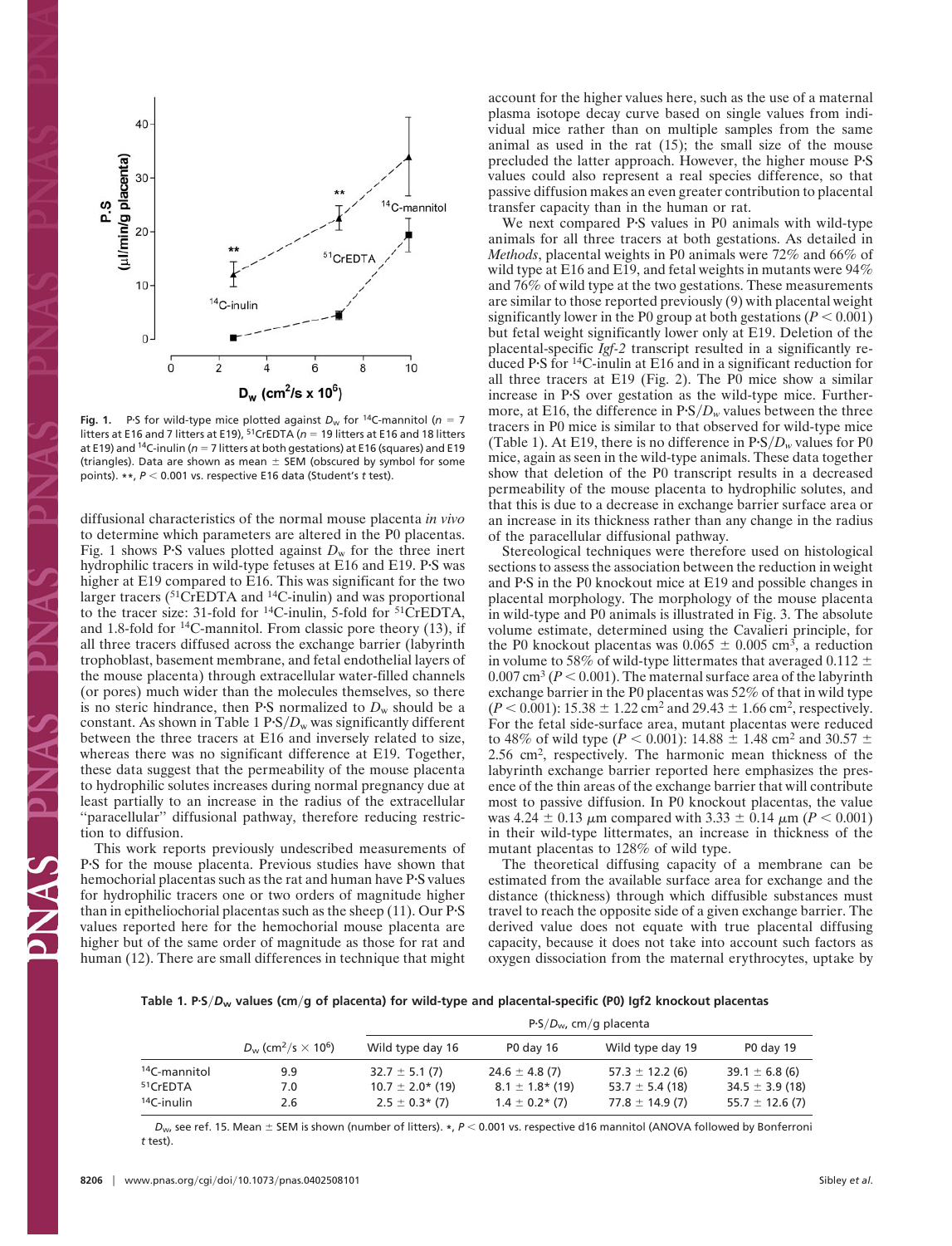Fig. 1. P·S for wild-type mice plotted against $D_w$ for $^{14}$C-mannitol ($n$ = 7 litters at E16 and 7 litters at E19), $^{51}$CrEDTA ($n$ = 19 litters at E16 and 18 litters at E19) and $^{14}$C-inulin ($n$ = 7 litters at both gestations) at E16 (squares) and E19 (triangles). Data are shown as mean ± SEM (obscured by symbol for some points). **, $P < 0.001$ vs. respective E16 data (Student's $t$ test).

diffusional characteristics of the normal mouse placenta *in vivo* to determine which parameters are altered in the P0 placentas. Fig. 1 shows P·S values plotted against $D_w$ for the three inert hydrophilic tracers in wild-type fetuses at E16 and E19. P·S was higher at E19 compared to E16. This was significant for the two larger tracers ($^{51}$CrEDTA and $^{14}$C-inulin) and was proportional to the tracer size: 31-fold for $^{14}$C-inulin, 5-fold for $^{51}$CrEDTA, and 1.8-fold for $^{14}$C-mannitol. From classic pore theory (13), if all three tracers diffused across the exchange barrier (labyrinth trophoblast, basement membrane, and fetal endothelial layers of the mouse placenta) through extracellular water-filled channels (or pores) much wider than the molecules themselves, so there is no steric hindrance, then P·S normalized to $D_w$ should be a constant. As shown in Table 1 P·S/$D_w$ was significantly different between the three tracers at E16 and inversely related to size, whereas there was no significant difference at E19. Together, these data suggest that the permeability of the mouse placenta to hydrophilic solutes increases during normal pregnancy due at least partially to an increase in the radius of the extracellular "paracellular" diffusional pathway, therefore reducing restriction to diffusion.

This work reports previously undescribed measurements of P·S for the mouse placenta. Previous studies have shown that hemochorial placentas such as the rat and human have P·S values for hydrophilic tracers one or two orders of magnitude higher than in epitheliochorial placentas such as the sheep (11). Our P·S values reported here for the hemochorial mouse placenta are higher but of the same order of magnitude as those for rat and human (12). There are small differences in technique that might account for the higher values here, such as the use of a maternal plasma isotope decay curve based on single values from individual mice rather than on multiple samples from the same animal as used in the rat (15); the small size of the mouse precluded the latter approach. However, the higher mouse P·S values could also represent a real species difference, so that passive diffusion makes an even greater contribution to placental transfer capacity than in the human or rat.

We next compared P·S values in P0 animals with wild-type animals for all three tracers at both gestations. As detailed in *Methods*, placental weights in P0 animals were 72% and 66% of wild type at E16 and E19, and fetal weights in mutants were 94% and 76% of wild type at the two gestations. These measurements are similar to those reported previously (9) with placental weight significantly lower in the P0 group at both gestations ($P < 0.001$) but fetal weight significantly lower only at E19. Deletion of the placental-specific *Igf-2* transcript resulted in a significantly reduced P·S for $^{14}$C-inulin at E16 and in a significant reduction for all three tracers at E19 (Fig. 2). The P0 mice show a similar increase in P·S over gestation as the wild-type mice. Furthermore, at E16, the difference in P·S/$D_w$ values between the three tracers in P0 mice is similar to that observed for wild-type mice (Table 1). At E19, there is no difference in P·S/$D_w$ values for P0 mice, again as seen in the wild-type animals. These data together show that deletion of the P0 transcript results in a decreased permeability of the mouse placenta to hydrophilic solutes, and that this is due to a decrease in exchange barrier surface area or an increase in its thickness rather than any change in the radius of the paracellular diffusional pathway.

Stereological techniques were therefore used on histological sections to assess the association between the reduction in weight and P·S in the P0 knockout mice at E19 and possible changes in placental morphology. The morphology of the mouse placenta in wild-type and P0 animals is illustrated in Fig. 3. The absolute volume estimate, determined using the Cavalieri principle, for the P0 knockout placentas was 0.065 ± 0.005 cm$^3$, a reduction in volume to 58% of wild-type littermates that averaged 0.112 ± 0.007 cm$^3$ ($P < 0.001$). The maternal surface area of the labyrinth exchange barrier in the P0 placentas was 52% of that in wild type ($P < 0.001$): 15.38 ± 1.22 cm$^2$ and 29.43 ± 1.66 cm$^2$, respectively. For the fetal side-surface area, mutant placentas were reduced to 48% of wild type ($P < 0.001$): 14.88 ± 1.48 cm$^2$ and 30.57 ± 2.56 cm$^2$, respectively. The harmonic mean thickness of the labyrinth exchange barrier reported here emphasizes the presence of the thin areas of the exchange barrier that will contribute most to passive diffusion. In P0 knockout placentas, the value was 4.24 ± 0.13 μm compared with 3.33 ± 0.14 μm ($P < 0.001$) in their wild-type littermates, an increase in thickness of the mutant placentas to 128% of wild type.

The theoretical diffusing capacity of a membrane can be estimated from the available surface area for exchange and the distance (thickness) through which diffusible substances must travel to reach the opposite side of a given exchange barrier. The derived value does not equate with true placental diffusing capacity, because it does not take into account such factors as oxygen dissociation from the maternal erythrocytes, uptake by

**Table 1. P·S/$D_w$ values (cm/g of placenta) for wild-type and placental-specific (P0) Igf2 knockout placentas**

| | $D_w$ (cm$^2$/s × 10$^6$) | P·S/$D_w$, cm/g placenta | | | |
|---|---|---|---|---|---|
| | | Wild type day 16 | P0 day 16 | Wild type day 19 | P0 day 19 |
| $^{14}$C-mannitol | 9.9 | 32.7 ± 5.1 (7) | 24.6 ± 4.8 (7) | 57.3 ± 12.2 (6) | 39.1 ± 6.8 (6) |
| $^{51}$CrEDTA | 7.0 | 10.7 ± 2.0* (19) | 8.1 ± 1.8* (19) | 53.7 ± 5.4 (18) | 34.5 ± 3.9 (18) |
| $^{14}$C-inulin | 2.6 | 2.5 ± 0.3* (7) | 1.4 ± 0.2* (7) | 77.8 ± 14.9 (7) | 55.7 ± 12.6 (7) |

$D_w$, see ref. 15. Mean ± SEM is shown (number of litters). *, $P < 0.001$ vs. respective d16 mannitol (ANOVA followed by Bonferroni $t$ test).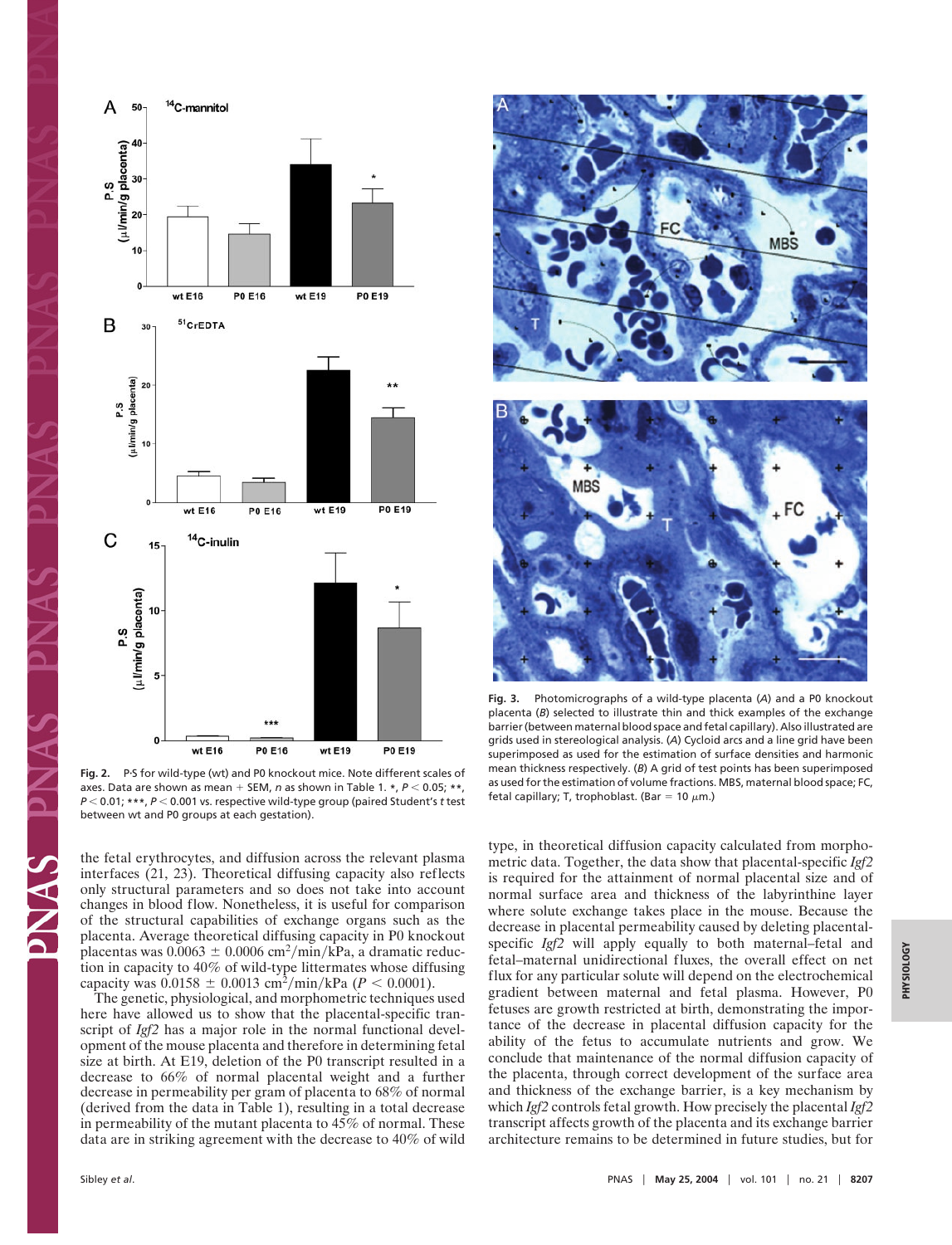Fig. 2. P·S for wild-type (wt) and P0 knockout mice. Note different scales of axes. Data are shown as mean + SEM, *n* as shown in Table 1. *, $P < 0.05$; **, $P < 0.01$; ***, $P < 0.001$ vs. respective wild-type group (paired Student's *t* test between wt and P0 groups at each gestation).

Fig. 3. Photomicrographs of a wild-type placenta (*A*) and a P0 knockout placenta (*B*) selected to illustrate thin and thick examples of the exchange barrier (between maternal blood space and fetal capillary). Also illustrated are grids used in stereological analysis. (*A*) Cycloid arcs and a line grid have been superimposed as used for the estimation of surface densities and harmonic mean thickness respectively. (*B*) A grid of test points has been superimposed as used for the estimation of volume fractions. MBS, maternal blood space; FC, fetal capillary; T, trophoblast. (Bar = 10 μm.)

the fetal erythrocytes, and diffusion across the relevant plasma interfaces (21, 23). Theoretical diffusing capacity also reflects only structural parameters and so does not take into account changes in blood flow. Nonetheless, it is useful for comparison of the structural capabilities of exchange organs such as the placenta. Average theoretical diffusing capacity in P0 knockout placentas was $0.0063 \pm 0.0006$ $cm^2$/min/kPa, a dramatic reduction in capacity to 40% of wild-type littermates whose diffusing capacity was $0.0158 \pm 0.0013$ $cm^2$/min/kPa ($P < 0.0001$).

The genetic, physiological, and morphometric techniques used here have allowed us to show that the placental-specific transcript of *Igf2* has a major role in the normal functional development of the mouse placenta and therefore in determining fetal size at birth. At E19, deletion of the P0 transcript resulted in a decrease to 66% of normal placental weight and a further decrease in permeability per gram of placenta to 68% of normal (derived from the data in Table 1), resulting in a total decrease in permeability of the mutant placenta to 45% of normal. These data are in striking agreement with the decrease to 40% of wild type, in theoretical diffusion capacity calculated from morphometric data. Together, the data show that placental-specific *Igf2* is required for the attainment of normal placental size and of normal surface area and thickness of the labyrinthine layer where solute exchange takes place in the mouse. Because the decrease in placental permeability caused by deleting placental-specific *Igf2* will apply equally to both maternal–fetal and fetal–maternal unidirectional fluxes, the overall effect on net flux for any particular solute will depend on the electrochemical gradient between maternal and fetal plasma. However, P0 fetuses are growth restricted at birth, demonstrating the importance of the decrease in placental diffusion capacity for the ability of the fetus to accumulate nutrients and grow. We conclude that maintenance of the normal diffusion capacity of the placenta, through correct development of the surface area and thickness of the exchange barrier, is a key mechanism by which *Igf2* controls fetal growth. How precisely the placental *Igf2* transcript affects growth of the placenta and its exchange barrier architecture remains to be determined in future studies, but for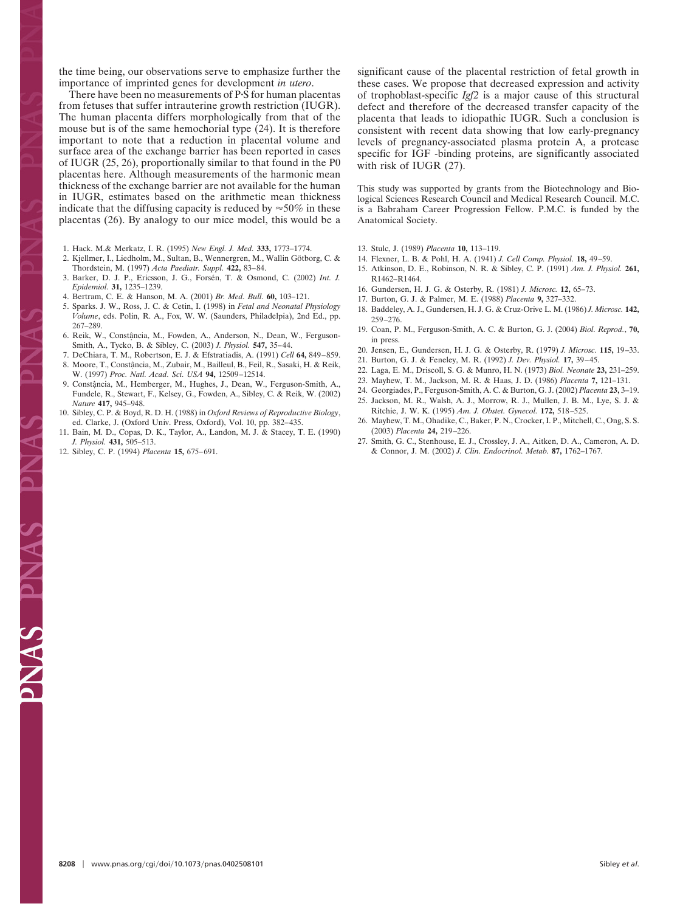the time being, our observations serve to emphasize further the importance of imprinted genes for development *in utero*.

There have been no measurements of P·S for human placentas from fetuses that suffer intrauterine growth restriction (IUGR). The human placenta differs morphologically from that of the mouse but is of the same hemochorial type (24). It is therefore important to note that a reduction in placental volume and surface area of the exchange barrier has been reported in cases of IUGR (25, 26), proportionally similar to that found in the P0 placentas here. Although measurements of the harmonic mean thickness of the exchange barrier are not available for the human in IUGR, estimates based on the arithmetic mean thickness indicate that the diffusing capacity is reduced by ≈50% in these placentas (26). By analogy to our mice model, this would be a significant cause of the placental restriction of fetal growth in these cases. We propose that decreased expression and activity of trophoblast-specific *Igf2* is a major cause of this structural defect and therefore of the decreased transfer capacity of the placenta that leads to idiopathic IUGR. Such a conclusion is consistent with recent data showing that low early-pregnancy levels of pregnancy-associated plasma protein A, a protease specific for IGF -binding proteins, are significantly associated with risk of IUGR (27).

This study was supported by grants from the Biotechnology and Biological Sciences Research Council and Medical Research Council. M.C. is a Babraham Career Progression Fellow. P.M.C. is funded by the Anatomical Society.

1. Hack. M.& Merkatz, I. R. (1995) *New Engl. J. Med.* **333,** 1773–1774.
2. Kjellmer, I., Liedholm, M., Sultan, B., Wennergren, M., Wallin Götborg, C. & Thordstein, M. (1997) *Acta Paediatr. Suppl.* **422,** 83–84.
3. Barker, D. J. P., Ericsson, J. G., Forsén, T. & Osmond, C. (2002) *Int. J. Epidemiol.* **31,** 1235–1239.
4. Bertram, C. E. & Hanson, M. A. (2001) *Br. Med. Bull.* **60,** 103–121.
5. Sparks. J. W., Ross, J. C. & Cetin, I. (1998) in *Fetal and Neonatal Physiology Volume*, eds. Polin, R. A., Fox, W. W. (Saunders, Philadelphia), 2nd Ed., pp. 267–289.
6. Reik, W., Constância, M., Fowden, A., Anderson, N., Dean, W., Ferguson-Smith, A., Tycko, B. & Sibley, C. (2003) *J. Physiol.* **547,** 35–44.
7. DeChiara, T. M., Robertson, E. J. & Efstratiadis, A. (1991) *Cell* **64,** 849–859.
8. Moore, T., Constância, M., Zubair, M., Bailleul, B., Feil, R., Sasaki, H. & Reik, W. (1997) *Proc. Natl. Acad. Sci. USA* **94,** 12509–12514.
9. Constância, M., Hemberger, M., Hughes, J., Dean, W., Ferguson-Smith, A., Fundele, R., Stewart, F., Kelsey, G., Fowden, A., Sibley, C. & Reik, W. (2002) *Nature* **417,** 945–948.
10. Sibley, C. P. & Boyd, R. D. H. (1988) in *Oxford Reviews of Reproductive Biology*, ed. Clarke, J. (Oxford Univ. Press, Oxford), Vol. 10, pp. 382–435.
11. Bain, M. D., Copas, D. K., Taylor, A., Landon, M. J. & Stacey, T. E. (1990) *J. Physiol.* **431,** 505–513.
12. Sibley, C. P. (1994) *Placenta* **15,** 675–691.
13. Stulc, J. (1989) *Placenta* **10,** 113–119.
14. Flexner, L. B. & Pohl, H. A. (1941) *J. Cell Comp. Physiol.* **18,** 49–59.
15. Atkinson, D. E., Robinson, N. R. & Sibley, C. P. (1991) *Am. J. Physiol.* **261,** R1462–R1464.
16. Gundersen, H. J. G. & Osterby, R. (1981) *J. Microsc.* **12,** 65–73.
17. Burton, G. J. & Palmer, M. E. (1988) *Placenta* **9,** 327–332.
18. Baddeley, A. J., Gundersen, H. J. G. & Cruz-Orive L. M. (1986) *J. Microsc.* **142,** 259–276.
19. Coan, P. M., Ferguson-Smith, A. C. & Burton, G. J. (2004) *Biol. Reprod.*, **70,** in press.
20. Jensen, E., Gundersen, H. J. G. & Osterby, R. (1979) *J. Microsc.* **115,** 19–33.
21. Burton, G. J. & Feneley, M. R. (1992) *J. Dev. Physiol.* **17,** 39–45.
22. Laga, E. M., Driscoll, S. G. & Munro, H. N. (1973) *Biol. Neonate* **23,** 231–259.
23. Mayhew, T. M., Jackson, M. R. & Haas, J. D. (1986) *Placenta* **7,** 121–131.
24. Georgiades, P., Ferguson-Smith, A. C. & Burton, G. J. (2002) *Placenta* **23,** 3–19.
25. Jackson, M. R., Walsh, A. J., Morrow, R. J., Mullen, J. B. M., Lye, S. J. & Ritchie, J. W. K. (1995) *Am. J. Obstet. Gynecol.* **172,** 518–525.
26. Mayhew, T. M., Ohadike, C., Baker, P. N., Crocker, I. P., Mitchell, C., Ong, S. S. (2003) *Placenta* **24,** 219–226.
27. Smith, G. C., Stenhouse, E. J., Crossley, J. A., Aitken, D. A., Cameron, A. D. & Connor, J. M. (2002) *J. Clin. Endocrinol. Metab.* **87,** 1762–1767.